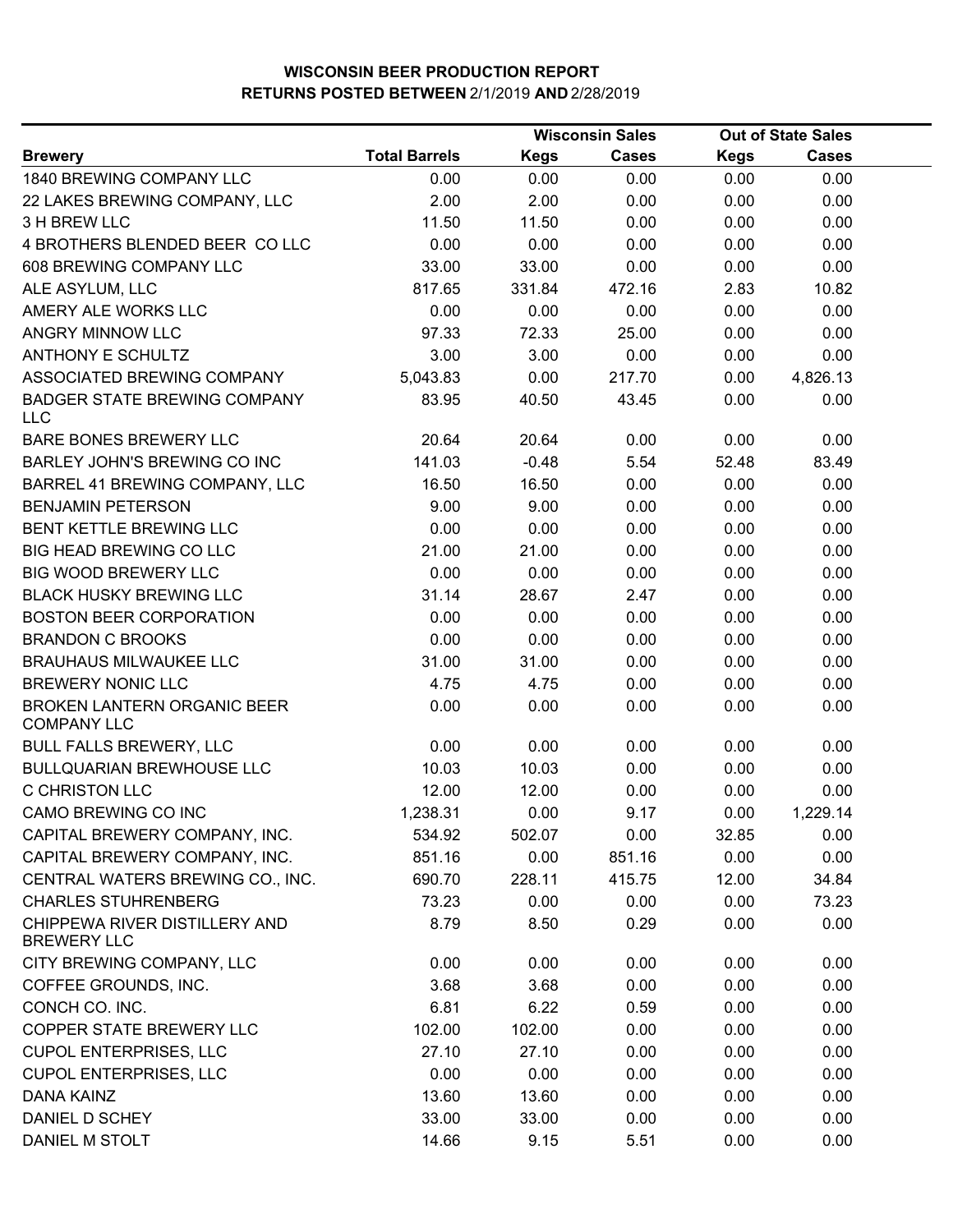# WISCONSIN BEER PRODUCTION REPORT

## RETURNS POSTED BETWEEN 2/1/2019 AND 2/28/2019

| | | Wisconsin Sales | | Out of State Sales | |
|---|---|---|---|---|---|
| **Brewery** | **Total Barrels** | **Kegs** | **Cases** | **Kegs** | **Cases** |
| 1840 BREWING COMPANY LLC | 0.00 | 0.00 | 0.00 | 0.00 | 0.00 |
| 22 LAKES BREWING COMPANY, LLC | 2.00 | 2.00 | 0.00 | 0.00 | 0.00 |
| 3 H BREW LLC | 11.50 | 11.50 | 0.00 | 0.00 | 0.00 |
| 4 BROTHERS BLENDED BEER CO LLC | 0.00 | 0.00 | 0.00 | 0.00 | 0.00 |
| 608 BREWING COMPANY LLC | 33.00 | 33.00 | 0.00 | 0.00 | 0.00 |
| ALE ASYLUM, LLC | 817.65 | 331.84 | 472.16 | 2.83 | 10.82 |
| AMERY ALE WORKS LLC | 0.00 | 0.00 | 0.00 | 0.00 | 0.00 |
| ANGRY MINNOW LLC | 97.33 | 72.33 | 25.00 | 0.00 | 0.00 |
| ANTHONY E SCHULTZ | 3.00 | 3.00 | 0.00 | 0.00 | 0.00 |
| ASSOCIATED BREWING COMPANY | 5,043.83 | 0.00 | 217.70 | 0.00 | 4,826.13 |
| BADGER STATE BREWING COMPANY LLC | 83.95 | 40.50 | 43.45 | 0.00 | 0.00 |
| BARE BONES BREWERY LLC | 20.64 | 20.64 | 0.00 | 0.00 | 0.00 |
| BARLEY JOHN'S BREWING CO INC | 141.03 | -0.48 | 5.54 | 52.48 | 83.49 |
| BARREL 41 BREWING COMPANY, LLC | 16.50 | 16.50 | 0.00 | 0.00 | 0.00 |
| BENJAMIN PETERSON | 9.00 | 9.00 | 0.00 | 0.00 | 0.00 |
| BENT KETTLE BREWING LLC | 0.00 | 0.00 | 0.00 | 0.00 | 0.00 |
| BIG HEAD BREWING CO LLC | 21.00 | 21.00 | 0.00 | 0.00 | 0.00 |
| BIG WOOD BREWERY LLC | 0.00 | 0.00 | 0.00 | 0.00 | 0.00 |
| BLACK HUSKY BREWING LLC | 31.14 | 28.67 | 2.47 | 0.00 | 0.00 |
| BOSTON BEER CORPORATION | 0.00 | 0.00 | 0.00 | 0.00 | 0.00 |
| BRANDON C BROOKS | 0.00 | 0.00 | 0.00 | 0.00 | 0.00 |
| BRAUHAUS MILWAUKEE LLC | 31.00 | 31.00 | 0.00 | 0.00 | 0.00 |
| BREWERY NONIC LLC | 4.75 | 4.75 | 0.00 | 0.00 | 0.00 |
| BROKEN LANTERN ORGANIC BEER COMPANY LLC | 0.00 | 0.00 | 0.00 | 0.00 | 0.00 |
| BULL FALLS BREWERY, LLC | 0.00 | 0.00 | 0.00 | 0.00 | 0.00 |
| BULLQUARIAN BREWHOUSE LLC | 10.03 | 10.03 | 0.00 | 0.00 | 0.00 |
| C CHRISTON LLC | 12.00 | 12.00 | 0.00 | 0.00 | 0.00 |
| CAMO BREWING CO INC | 1,238.31 | 0.00 | 9.17 | 0.00 | 1,229.14 |
| CAPITAL BREWERY COMPANY, INC. | 534.92 | 502.07 | 0.00 | 32.85 | 0.00 |
| CAPITAL BREWERY COMPANY, INC. | 851.16 | 0.00 | 851.16 | 0.00 | 0.00 |
| CENTRAL WATERS BREWING CO., INC. | 690.70 | 228.11 | 415.75 | 12.00 | 34.84 |
| CHARLES STUHRENBERG | 73.23 | 0.00 | 0.00 | 0.00 | 73.23 |
| CHIPPEWA RIVER DISTILLERY AND BREWERY LLC | 8.79 | 8.50 | 0.29 | 0.00 | 0.00 |
| CITY BREWING COMPANY, LLC | 0.00 | 0.00 | 0.00 | 0.00 | 0.00 |
| COFFEE GROUNDS, INC. | 3.68 | 3.68 | 0.00 | 0.00 | 0.00 |
| CONCH CO. INC. | 6.81 | 6.22 | 0.59 | 0.00 | 0.00 |
| COPPER STATE BREWERY LLC | 102.00 | 102.00 | 0.00 | 0.00 | 0.00 |
| CUPOL ENTERPRISES, LLC | 27.10 | 27.10 | 0.00 | 0.00 | 0.00 |
| CUPOL ENTERPRISES, LLC | 0.00 | 0.00 | 0.00 | 0.00 | 0.00 |
| DANA KAINZ | 13.60 | 13.60 | 0.00 | 0.00 | 0.00 |
| DANIEL D SCHEY | 33.00 | 33.00 | 0.00 | 0.00 | 0.00 |
| DANIEL M STOLT | 14.66 | 9.15 | 5.51 | 0.00 | 0.00 |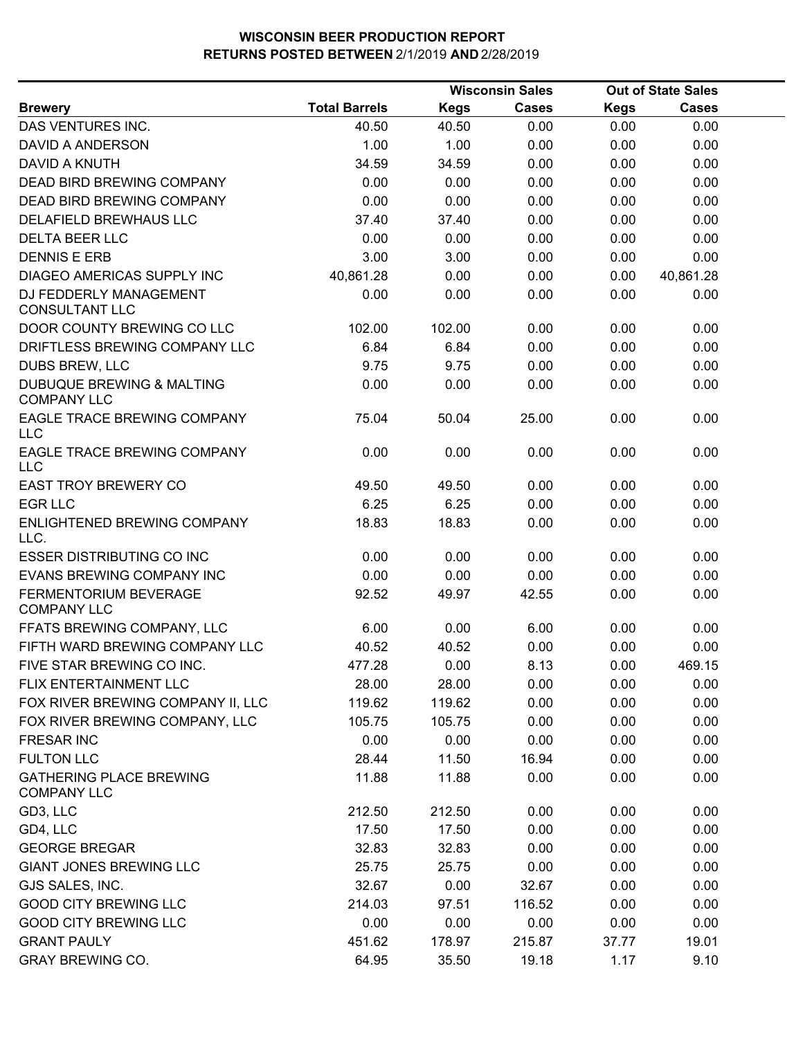**WISCONSIN BEER PRODUCTION REPORT**
**RETURNS POSTED BETWEEN 2/1/2019 AND 2/28/2019**

| Brewery | Total Barrels | Wisconsin Sales Kegs | Wisconsin Sales Cases | Out of State Sales Kegs | Out of State Sales Cases |
|---|---|---|---|---|---|
| DAS VENTURES INC. | 40.50 | 40.50 | 0.00 | 0.00 | 0.00 |
| DAVID A ANDERSON | 1.00 | 1.00 | 0.00 | 0.00 | 0.00 |
| DAVID A KNUTH | 34.59 | 34.59 | 0.00 | 0.00 | 0.00 |
| DEAD BIRD BREWING COMPANY | 0.00 | 0.00 | 0.00 | 0.00 | 0.00 |
| DEAD BIRD BREWING COMPANY | 0.00 | 0.00 | 0.00 | 0.00 | 0.00 |
| DELAFIELD BREWHAUS LLC | 37.40 | 37.40 | 0.00 | 0.00 | 0.00 |
| DELTA BEER LLC | 0.00 | 0.00 | 0.00 | 0.00 | 0.00 |
| DENNIS E ERB | 3.00 | 3.00 | 0.00 | 0.00 | 0.00 |
| DIAGEO AMERICAS SUPPLY INC | 40,861.28 | 0.00 | 0.00 | 0.00 | 40,861.28 |
| DJ FEDDERLY MANAGEMENT CONSULTANT LLC | 0.00 | 0.00 | 0.00 | 0.00 | 0.00 |
| DOOR COUNTY BREWING CO LLC | 102.00 | 102.00 | 0.00 | 0.00 | 0.00 |
| DRIFTLESS BREWING COMPANY LLC | 6.84 | 6.84 | 0.00 | 0.00 | 0.00 |
| DUBS BREW, LLC | 9.75 | 9.75 | 0.00 | 0.00 | 0.00 |
| DUBUQUE BREWING & MALTING COMPANY LLC | 0.00 | 0.00 | 0.00 | 0.00 | 0.00 |
| EAGLE TRACE BREWING COMPANY LLC | 75.04 | 50.04 | 25.00 | 0.00 | 0.00 |
| EAGLE TRACE BREWING COMPANY LLC | 0.00 | 0.00 | 0.00 | 0.00 | 0.00 |
| EAST TROY BREWERY CO | 49.50 | 49.50 | 0.00 | 0.00 | 0.00 |
| EGR LLC | 6.25 | 6.25 | 0.00 | 0.00 | 0.00 |
| ENLIGHTENED BREWING COMPANY LLC. | 18.83 | 18.83 | 0.00 | 0.00 | 0.00 |
| ESSER DISTRIBUTING CO INC | 0.00 | 0.00 | 0.00 | 0.00 | 0.00 |
| EVANS BREWING COMPANY INC | 0.00 | 0.00 | 0.00 | 0.00 | 0.00 |
| FERMENTORIUM BEVERAGE COMPANY LLC | 92.52 | 49.97 | 42.55 | 0.00 | 0.00 |
| FFATS BREWING COMPANY, LLC | 6.00 | 0.00 | 6.00 | 0.00 | 0.00 |
| FIFTH WARD BREWING COMPANY LLC | 40.52 | 40.52 | 0.00 | 0.00 | 0.00 |
| FIVE STAR BREWING CO INC. | 477.28 | 0.00 | 8.13 | 0.00 | 469.15 |
| FLIX ENTERTAINMENT LLC | 28.00 | 28.00 | 0.00 | 0.00 | 0.00 |
| FOX RIVER BREWING COMPANY II, LLC | 119.62 | 119.62 | 0.00 | 0.00 | 0.00 |
| FOX RIVER BREWING COMPANY, LLC | 105.75 | 105.75 | 0.00 | 0.00 | 0.00 |
| FRESAR INC | 0.00 | 0.00 | 0.00 | 0.00 | 0.00 |
| FULTON LLC | 28.44 | 11.50 | 16.94 | 0.00 | 0.00 |
| GATHERING PLACE BREWING COMPANY LLC | 11.88 | 11.88 | 0.00 | 0.00 | 0.00 |
| GD3, LLC | 212.50 | 212.50 | 0.00 | 0.00 | 0.00 |
| GD4, LLC | 17.50 | 17.50 | 0.00 | 0.00 | 0.00 |
| GEORGE BREGAR | 32.83 | 32.83 | 0.00 | 0.00 | 0.00 |
| GIANT JONES BREWING LLC | 25.75 | 25.75 | 0.00 | 0.00 | 0.00 |
| GJS SALES, INC. | 32.67 | 0.00 | 32.67 | 0.00 | 0.00 |
| GOOD CITY BREWING LLC | 214.03 | 97.51 | 116.52 | 0.00 | 0.00 |
| GOOD CITY BREWING LLC | 0.00 | 0.00 | 0.00 | 0.00 | 0.00 |
| GRANT PAULY | 451.62 | 178.97 | 215.87 | 37.77 | 19.01 |
| GRAY BREWING CO. | 64.95 | 35.50 | 19.18 | 1.17 | 9.10 |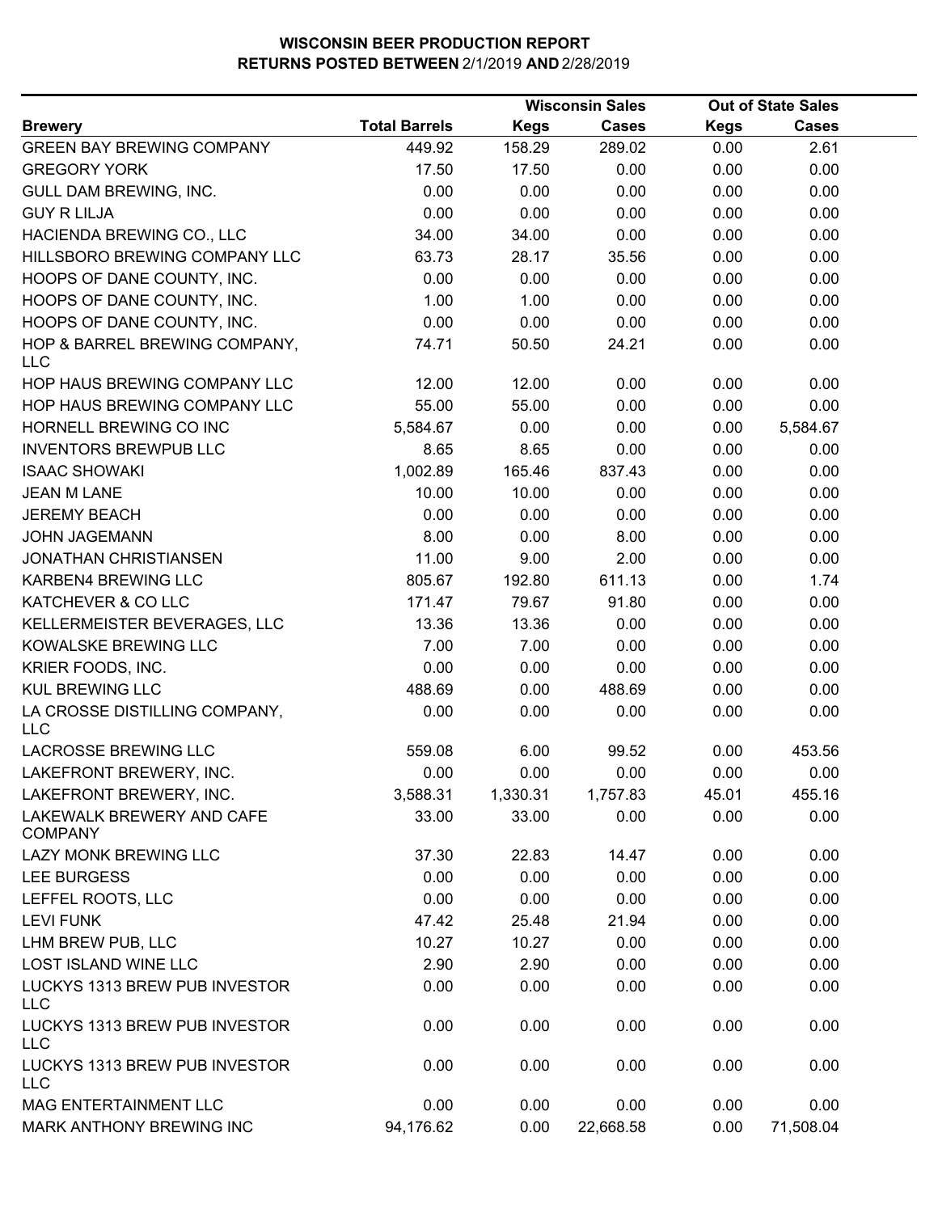**WISCONSIN BEER PRODUCTION REPORT**
**RETURNS POSTED BETWEEN 2/1/2019 AND 2/28/2019**

| | | Wisconsin Sales | | Out of State Sales | |
|---|---|---|---|---|---|
| **Brewery** | **Total Barrels** | **Kegs** | **Cases** | **Kegs** | **Cases** |
| GREEN BAY BREWING COMPANY | 449.92 | 158.29 | 289.02 | 0.00 | 2.61 |
| GREGORY YORK | 17.50 | 17.50 | 0.00 | 0.00 | 0.00 |
| GULL DAM BREWING, INC. | 0.00 | 0.00 | 0.00 | 0.00 | 0.00 |
| GUY R LILJA | 0.00 | 0.00 | 0.00 | 0.00 | 0.00 |
| HACIENDA BREWING CO., LLC | 34.00 | 34.00 | 0.00 | 0.00 | 0.00 |
| HILLSBORO BREWING COMPANY LLC | 63.73 | 28.17 | 35.56 | 0.00 | 0.00 |
| HOOPS OF DANE COUNTY, INC. | 0.00 | 0.00 | 0.00 | 0.00 | 0.00 |
| HOOPS OF DANE COUNTY, INC. | 1.00 | 1.00 | 0.00 | 0.00 | 0.00 |
| HOOPS OF DANE COUNTY, INC. | 0.00 | 0.00 | 0.00 | 0.00 | 0.00 |
| HOP & BARREL BREWING COMPANY, LLC | 74.71 | 50.50 | 24.21 | 0.00 | 0.00 |
| HOP HAUS BREWING COMPANY LLC | 12.00 | 12.00 | 0.00 | 0.00 | 0.00 |
| HOP HAUS BREWING COMPANY LLC | 55.00 | 55.00 | 0.00 | 0.00 | 0.00 |
| HORNELL BREWING CO INC | 5,584.67 | 0.00 | 0.00 | 0.00 | 5,584.67 |
| INVENTORS BREWPUB LLC | 8.65 | 8.65 | 0.00 | 0.00 | 0.00 |
| ISAAC SHOWAKI | 1,002.89 | 165.46 | 837.43 | 0.00 | 0.00 |
| JEAN M LANE | 10.00 | 10.00 | 0.00 | 0.00 | 0.00 |
| JEREMY BEACH | 0.00 | 0.00 | 0.00 | 0.00 | 0.00 |
| JOHN JAGEMANN | 8.00 | 0.00 | 8.00 | 0.00 | 0.00 |
| JONATHAN CHRISTIANSEN | 11.00 | 9.00 | 2.00 | 0.00 | 0.00 |
| KARBEN4 BREWING LLC | 805.67 | 192.80 | 611.13 | 0.00 | 1.74 |
| KATCHEVER & CO LLC | 171.47 | 79.67 | 91.80 | 0.00 | 0.00 |
| KELLERMEISTER BEVERAGES, LLC | 13.36 | 13.36 | 0.00 | 0.00 | 0.00 |
| KOWALSKE BREWING LLC | 7.00 | 7.00 | 0.00 | 0.00 | 0.00 |
| KRIER FOODS, INC. | 0.00 | 0.00 | 0.00 | 0.00 | 0.00 |
| KUL BREWING LLC | 488.69 | 0.00 | 488.69 | 0.00 | 0.00 |
| LA CROSSE DISTILLING COMPANY, LLC | 0.00 | 0.00 | 0.00 | 0.00 | 0.00 |
| LACROSSE BREWING LLC | 559.08 | 6.00 | 99.52 | 0.00 | 453.56 |
| LAKEFRONT BREWERY, INC. | 0.00 | 0.00 | 0.00 | 0.00 | 0.00 |
| LAKEFRONT BREWERY, INC. | 3,588.31 | 1,330.31 | 1,757.83 | 45.01 | 455.16 |
| LAKEWALK BREWERY AND CAFE COMPANY | 33.00 | 33.00 | 0.00 | 0.00 | 0.00 |
| LAZY MONK BREWING LLC | 37.30 | 22.83 | 14.47 | 0.00 | 0.00 |
| LEE BURGESS | 0.00 | 0.00 | 0.00 | 0.00 | 0.00 |
| LEFFEL ROOTS, LLC | 0.00 | 0.00 | 0.00 | 0.00 | 0.00 |
| LEVI FUNK | 47.42 | 25.48 | 21.94 | 0.00 | 0.00 |
| LHM BREW PUB, LLC | 10.27 | 10.27 | 0.00 | 0.00 | 0.00 |
| LOST ISLAND WINE LLC | 2.90 | 2.90 | 0.00 | 0.00 | 0.00 |
| LUCKYS 1313 BREW PUB INVESTOR LLC | 0.00 | 0.00 | 0.00 | 0.00 | 0.00 |
| LUCKYS 1313 BREW PUB INVESTOR LLC | 0.00 | 0.00 | 0.00 | 0.00 | 0.00 |
| LUCKYS 1313 BREW PUB INVESTOR LLC | 0.00 | 0.00 | 0.00 | 0.00 | 0.00 |
| MAG ENTERTAINMENT LLC | 0.00 | 0.00 | 0.00 | 0.00 | 0.00 |
| MARK ANTHONY BREWING INC | 94,176.62 | 0.00 | 22,668.58 | 0.00 | 71,508.04 |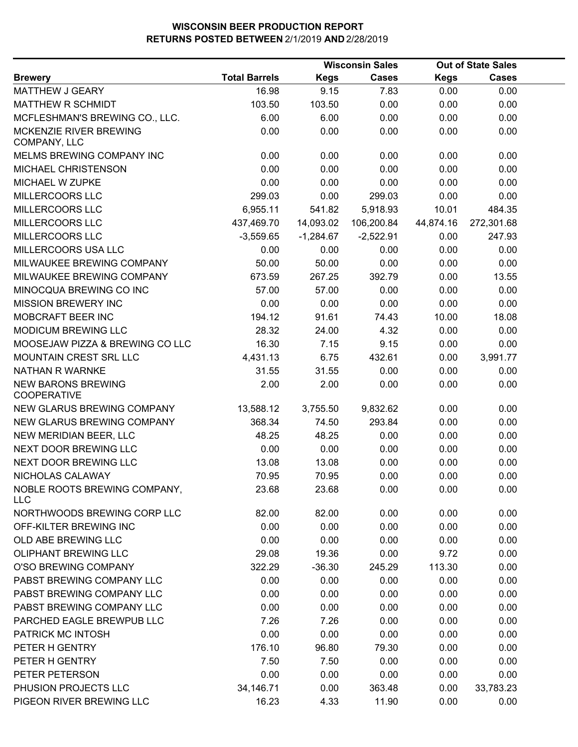# WISCONSIN BEER PRODUCTION REPORT
## RETURNS POSTED BETWEEN 2/1/2019 AND 2/28/2019

| | | Wisconsin Sales | | Out of State Sales | |
|---|---|---|---|---|---|
| **Brewery** | **Total Barrels** | **Kegs** | **Cases** | **Kegs** | **Cases** |
| MATTHEW J GEARY | 16.98 | 9.15 | 7.83 | 0.00 | 0.00 |
| MATTHEW R SCHMIDT | 103.50 | 103.50 | 0.00 | 0.00 | 0.00 |
| MCFLESHMAN'S BREWING CO., LLC. | 6.00 | 6.00 | 0.00 | 0.00 | 0.00 |
| MCKENZIE RIVER BREWING COMPANY, LLC | 0.00 | 0.00 | 0.00 | 0.00 | 0.00 |
| MELMS BREWING COMPANY INC | 0.00 | 0.00 | 0.00 | 0.00 | 0.00 |
| MICHAEL CHRISTENSON | 0.00 | 0.00 | 0.00 | 0.00 | 0.00 |
| MICHAEL W ZUPKE | 0.00 | 0.00 | 0.00 | 0.00 | 0.00 |
| MILLERCOORS LLC | 299.03 | 0.00 | 299.03 | 0.00 | 0.00 |
| MILLERCOORS LLC | 6,955.11 | 541.82 | 5,918.93 | 10.01 | 484.35 |
| MILLERCOORS LLC | 437,469.70 | 14,093.02 | 106,200.84 | 44,874.16 | 272,301.68 |
| MILLERCOORS LLC | -3,559.65 | -1,284.67 | -2,522.91 | 0.00 | 247.93 |
| MILLERCOORS USA LLC | 0.00 | 0.00 | 0.00 | 0.00 | 0.00 |
| MILWAUKEE BREWING COMPANY | 50.00 | 50.00 | 0.00 | 0.00 | 0.00 |
| MILWAUKEE BREWING COMPANY | 673.59 | 267.25 | 392.79 | 0.00 | 13.55 |
| MINOCQUA BREWING CO INC | 57.00 | 57.00 | 0.00 | 0.00 | 0.00 |
| MISSION BREWERY INC | 0.00 | 0.00 | 0.00 | 0.00 | 0.00 |
| MOBCRAFT BEER INC | 194.12 | 91.61 | 74.43 | 10.00 | 18.08 |
| MODICUM BREWING LLC | 28.32 | 24.00 | 4.32 | 0.00 | 0.00 |
| MOOSEJAW PIZZA & BREWING CO LLC | 16.30 | 7.15 | 9.15 | 0.00 | 0.00 |
| MOUNTAIN CREST SRL LLC | 4,431.13 | 6.75 | 432.61 | 0.00 | 3,991.77 |
| NATHAN R WARNKE | 31.55 | 31.55 | 0.00 | 0.00 | 0.00 |
| NEW BARONS BREWING COOPERATIVE | 2.00 | 2.00 | 0.00 | 0.00 | 0.00 |
| NEW GLARUS BREWING COMPANY | 13,588.12 | 3,755.50 | 9,832.62 | 0.00 | 0.00 |
| NEW GLARUS BREWING COMPANY | 368.34 | 74.50 | 293.84 | 0.00 | 0.00 |
| NEW MERIDIAN BEER, LLC | 48.25 | 48.25 | 0.00 | 0.00 | 0.00 |
| NEXT DOOR BREWING LLC | 0.00 | 0.00 | 0.00 | 0.00 | 0.00 |
| NEXT DOOR BREWING LLC | 13.08 | 13.08 | 0.00 | 0.00 | 0.00 |
| NICHOLAS CALAWAY | 70.95 | 70.95 | 0.00 | 0.00 | 0.00 |
| NOBLE ROOTS BREWING COMPANY, LLC | 23.68 | 23.68 | 0.00 | 0.00 | 0.00 |
| NORTHWOODS BREWING CORP LLC | 82.00 | 82.00 | 0.00 | 0.00 | 0.00 |
| OFF-KILTER BREWING INC | 0.00 | 0.00 | 0.00 | 0.00 | 0.00 |
| OLD ABE BREWING LLC | 0.00 | 0.00 | 0.00 | 0.00 | 0.00 |
| OLIPHANT BREWING LLC | 29.08 | 19.36 | 0.00 | 9.72 | 0.00 |
| O'SO BREWING COMPANY | 322.29 | -36.30 | 245.29 | 113.30 | 0.00 |
| PABST BREWING COMPANY LLC | 0.00 | 0.00 | 0.00 | 0.00 | 0.00 |
| PABST BREWING COMPANY LLC | 0.00 | 0.00 | 0.00 | 0.00 | 0.00 |
| PABST BREWING COMPANY LLC | 0.00 | 0.00 | 0.00 | 0.00 | 0.00 |
| PARCHED EAGLE BREWPUB LLC | 7.26 | 7.26 | 0.00 | 0.00 | 0.00 |
| PATRICK MC INTOSH | 0.00 | 0.00 | 0.00 | 0.00 | 0.00 |
| PETER H GENTRY | 176.10 | 96.80 | 79.30 | 0.00 | 0.00 |
| PETER H GENTRY | 7.50 | 7.50 | 0.00 | 0.00 | 0.00 |
| PETER PETERSON | 0.00 | 0.00 | 0.00 | 0.00 | 0.00 |
| PHUSION PROJECTS LLC | 34,146.71 | 0.00 | 363.48 | 0.00 | 33,783.23 |
| PIGEON RIVER BREWING LLC | 16.23 | 4.33 | 11.90 | 0.00 | 0.00 |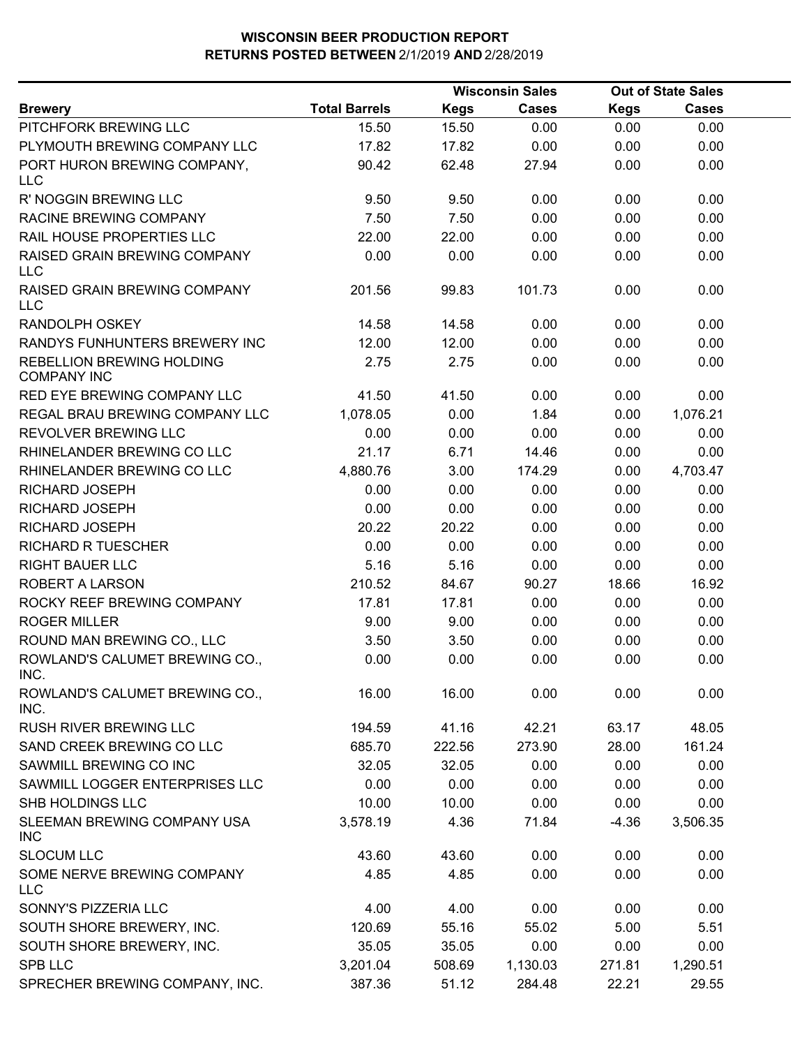# WISCONSIN BEER PRODUCTION REPORT
## RETURNS POSTED BETWEEN 2/1/2019 AND 2/28/2019

| Brewery | Total Barrels | Wisconsin Sales Kegs | Wisconsin Sales Cases | Out of State Sales Kegs | Out of State Sales Cases |
|---|---|---|---|---|---|
| PITCHFORK BREWING LLC | 15.50 | 15.50 | 0.00 | 0.00 | 0.00 |
| PLYMOUTH BREWING COMPANY LLC | 17.82 | 17.82 | 0.00 | 0.00 | 0.00 |
| PORT HURON BREWING COMPANY, LLC | 90.42 | 62.48 | 27.94 | 0.00 | 0.00 |
| R' NOGGIN BREWING LLC | 9.50 | 9.50 | 0.00 | 0.00 | 0.00 |
| RACINE BREWING COMPANY | 7.50 | 7.50 | 0.00 | 0.00 | 0.00 |
| RAIL HOUSE PROPERTIES LLC | 22.00 | 22.00 | 0.00 | 0.00 | 0.00 |
| RAISED GRAIN BREWING COMPANY LLC | 0.00 | 0.00 | 0.00 | 0.00 | 0.00 |
| RAISED GRAIN BREWING COMPANY LLC | 201.56 | 99.83 | 101.73 | 0.00 | 0.00 |
| RANDOLPH OSKEY | 14.58 | 14.58 | 0.00 | 0.00 | 0.00 |
| RANDYS FUNHUNTERS BREWERY INC | 12.00 | 12.00 | 0.00 | 0.00 | 0.00 |
| REBELLION BREWING HOLDING COMPANY INC | 2.75 | 2.75 | 0.00 | 0.00 | 0.00 |
| RED EYE BREWING COMPANY LLC | 41.50 | 41.50 | 0.00 | 0.00 | 0.00 |
| REGAL BRAU BREWING COMPANY LLC | 1,078.05 | 0.00 | 1.84 | 0.00 | 1,076.21 |
| REVOLVER BREWING LLC | 0.00 | 0.00 | 0.00 | 0.00 | 0.00 |
| RHINELANDER BREWING CO LLC | 21.17 | 6.71 | 14.46 | 0.00 | 0.00 |
| RHINELANDER BREWING CO LLC | 4,880.76 | 3.00 | 174.29 | 0.00 | 4,703.47 |
| RICHARD JOSEPH | 0.00 | 0.00 | 0.00 | 0.00 | 0.00 |
| RICHARD JOSEPH | 0.00 | 0.00 | 0.00 | 0.00 | 0.00 |
| RICHARD JOSEPH | 20.22 | 20.22 | 0.00 | 0.00 | 0.00 |
| RICHARD R TUESCHER | 0.00 | 0.00 | 0.00 | 0.00 | 0.00 |
| RIGHT BAUER LLC | 5.16 | 5.16 | 0.00 | 0.00 | 0.00 |
| ROBERT A LARSON | 210.52 | 84.67 | 90.27 | 18.66 | 16.92 |
| ROCKY REEF BREWING COMPANY | 17.81 | 17.81 | 0.00 | 0.00 | 0.00 |
| ROGER MILLER | 9.00 | 9.00 | 0.00 | 0.00 | 0.00 |
| ROUND MAN BREWING CO., LLC | 3.50 | 3.50 | 0.00 | 0.00 | 0.00 |
| ROWLAND'S CALUMET BREWING CO., INC. | 0.00 | 0.00 | 0.00 | 0.00 | 0.00 |
| ROWLAND'S CALUMET BREWING CO., INC. | 16.00 | 16.00 | 0.00 | 0.00 | 0.00 |
| RUSH RIVER BREWING LLC | 194.59 | 41.16 | 42.21 | 63.17 | 48.05 |
| SAND CREEK BREWING CO LLC | 685.70 | 222.56 | 273.90 | 28.00 | 161.24 |
| SAWMILL BREWING CO INC | 32.05 | 32.05 | 0.00 | 0.00 | 0.00 |
| SAWMILL LOGGER ENTERPRISES LLC | 0.00 | 0.00 | 0.00 | 0.00 | 0.00 |
| SHB HOLDINGS LLC | 10.00 | 10.00 | 0.00 | 0.00 | 0.00 |
| SLEEMAN BREWING COMPANY USA INC | 3,578.19 | 4.36 | 71.84 | -4.36 | 3,506.35 |
| SLOCUM LLC | 43.60 | 43.60 | 0.00 | 0.00 | 0.00 |
| SOME NERVE BREWING COMPANY LLC | 4.85 | 4.85 | 0.00 | 0.00 | 0.00 |
| SONNY'S PIZZERIA LLC | 4.00 | 4.00 | 0.00 | 0.00 | 0.00 |
| SOUTH SHORE BREWERY, INC. | 120.69 | 55.16 | 55.02 | 5.00 | 5.51 |
| SOUTH SHORE BREWERY, INC. | 35.05 | 35.05 | 0.00 | 0.00 | 0.00 |
| SPB LLC | 3,201.04 | 508.69 | 1,130.03 | 271.81 | 1,290.51 |
| SPRECHER BREWING COMPANY, INC. | 387.36 | 51.12 | 284.48 | 22.21 | 29.55 |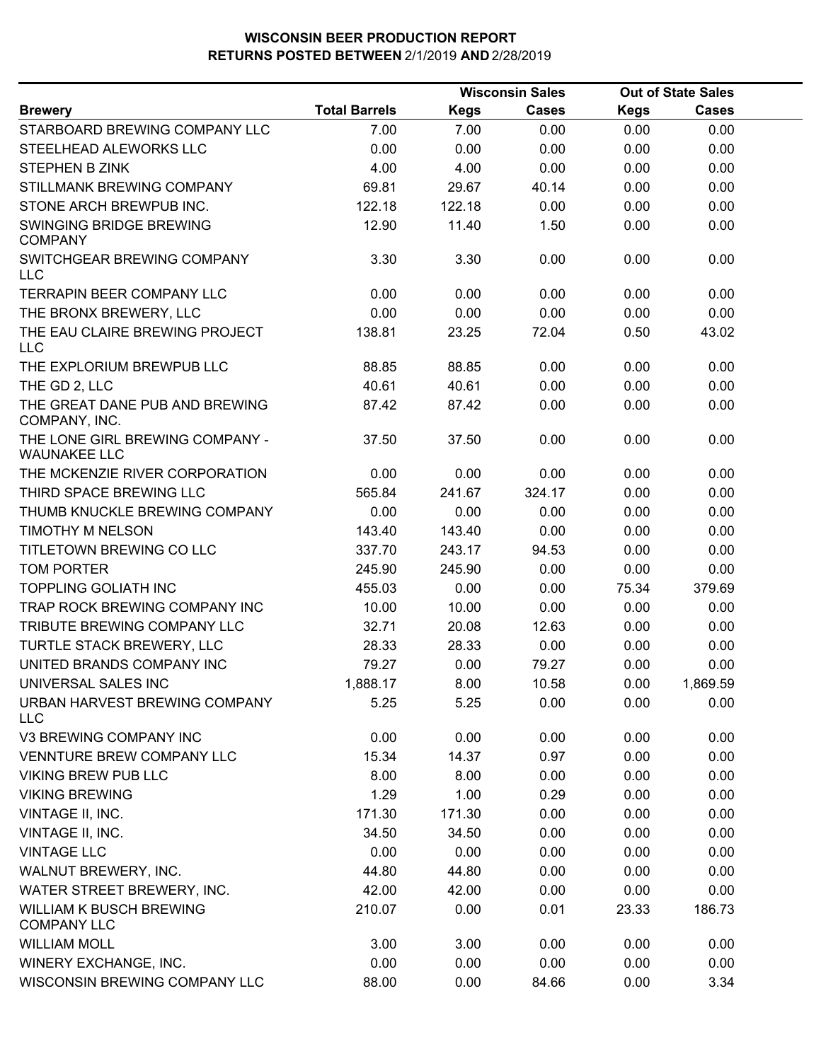# WISCONSIN BEER PRODUCTION REPORT
## RETURNS POSTED BETWEEN 2/1/2019 AND 2/28/2019

| Brewery | Total Barrels | Wisconsin Sales | | Out of State Sales | |
|---|---|---|---|---|---|
| | | Kegs | Cases | Kegs | Cases |
| STARBOARD BREWING COMPANY LLC | 7.00 | 7.00 | 0.00 | 0.00 | 0.00 |
| STEELHEAD ALEWORKS LLC | 0.00 | 0.00 | 0.00 | 0.00 | 0.00 |
| STEPHEN B ZINK | 4.00 | 4.00 | 0.00 | 0.00 | 0.00 |
| STILLMANK BREWING COMPANY | 69.81 | 29.67 | 40.14 | 0.00 | 0.00 |
| STONE ARCH BREWPUB INC. | 122.18 | 122.18 | 0.00 | 0.00 | 0.00 |
| SWINGING BRIDGE BREWING COMPANY | 12.90 | 11.40 | 1.50 | 0.00 | 0.00 |
| SWITCHGEAR BREWING COMPANY LLC | 3.30 | 3.30 | 0.00 | 0.00 | 0.00 |
| TERRAPIN BEER COMPANY LLC | 0.00 | 0.00 | 0.00 | 0.00 | 0.00 |
| THE BRONX BREWERY, LLC | 0.00 | 0.00 | 0.00 | 0.00 | 0.00 |
| THE EAU CLAIRE BREWING PROJECT LLC | 138.81 | 23.25 | 72.04 | 0.50 | 43.02 |
| THE EXPLORIUM BREWPUB LLC | 88.85 | 88.85 | 0.00 | 0.00 | 0.00 |
| THE GD 2, LLC | 40.61 | 40.61 | 0.00 | 0.00 | 0.00 |
| THE GREAT DANE PUB AND BREWING COMPANY, INC. | 87.42 | 87.42 | 0.00 | 0.00 | 0.00 |
| THE LONE GIRL BREWING COMPANY - WAUNAKEE LLC | 37.50 | 37.50 | 0.00 | 0.00 | 0.00 |
| THE MCKENZIE RIVER CORPORATION | 0.00 | 0.00 | 0.00 | 0.00 | 0.00 |
| THIRD SPACE BREWING LLC | 565.84 | 241.67 | 324.17 | 0.00 | 0.00 |
| THUMB KNUCKLE BREWING COMPANY | 0.00 | 0.00 | 0.00 | 0.00 | 0.00 |
| TIMOTHY M NELSON | 143.40 | 143.40 | 0.00 | 0.00 | 0.00 |
| TITLETOWN BREWING CO LLC | 337.70 | 243.17 | 94.53 | 0.00 | 0.00 |
| TOM PORTER | 245.90 | 245.90 | 0.00 | 0.00 | 0.00 |
| TOPPLING GOLIATH INC | 455.03 | 0.00 | 0.00 | 75.34 | 379.69 |
| TRAP ROCK BREWING COMPANY INC | 10.00 | 10.00 | 0.00 | 0.00 | 0.00 |
| TRIBUTE BREWING COMPANY LLC | 32.71 | 20.08 | 12.63 | 0.00 | 0.00 |
| TURTLE STACK BREWERY, LLC | 28.33 | 28.33 | 0.00 | 0.00 | 0.00 |
| UNITED BRANDS COMPANY INC | 79.27 | 0.00 | 79.27 | 0.00 | 0.00 |
| UNIVERSAL SALES INC | 1,888.17 | 8.00 | 10.58 | 0.00 | 1,869.59 |
| URBAN HARVEST BREWING COMPANY LLC | 5.25 | 5.25 | 0.00 | 0.00 | 0.00 |
| V3 BREWING COMPANY INC | 0.00 | 0.00 | 0.00 | 0.00 | 0.00 |
| VENNTURE BREW COMPANY LLC | 15.34 | 14.37 | 0.97 | 0.00 | 0.00 |
| VIKING BREW PUB LLC | 8.00 | 8.00 | 0.00 | 0.00 | 0.00 |
| VIKING BREWING | 1.29 | 1.00 | 0.29 | 0.00 | 0.00 |
| VINTAGE II, INC. | 171.30 | 171.30 | 0.00 | 0.00 | 0.00 |
| VINTAGE II, INC. | 34.50 | 34.50 | 0.00 | 0.00 | 0.00 |
| VINTAGE LLC | 0.00 | 0.00 | 0.00 | 0.00 | 0.00 |
| WALNUT BREWERY, INC. | 44.80 | 44.80 | 0.00 | 0.00 | 0.00 |
| WATER STREET BREWERY, INC. | 42.00 | 42.00 | 0.00 | 0.00 | 0.00 |
| WILLIAM K BUSCH BREWING COMPANY LLC | 210.07 | 0.00 | 0.01 | 23.33 | 186.73 |
| WILLIAM MOLL | 3.00 | 3.00 | 0.00 | 0.00 | 0.00 |
| WINERY EXCHANGE, INC. | 0.00 | 0.00 | 0.00 | 0.00 | 0.00 |
| WISCONSIN BREWING COMPANY LLC | 88.00 | 0.00 | 84.66 | 0.00 | 3.34 |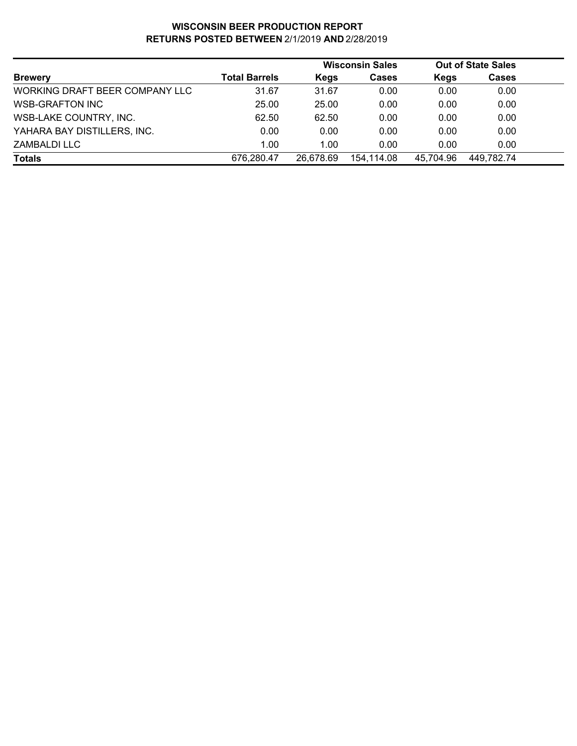**WISCONSIN BEER PRODUCTION REPORT**
**RETURNS POSTED BETWEEN** 2/1/2019 **AND** 2/28/2019

| | | Wisconsin Sales | | Out of State Sales | |
|---|---|---|---|---|---|
| **Brewery** | **Total Barrels** | **Kegs** | **Cases** | **Kegs** | **Cases** |
| WORKING DRAFT BEER COMPANY LLC | 31.67 | 31.67 | 0.00 | 0.00 | 0.00 |
| WSB-GRAFTON INC | 25.00 | 25.00 | 0.00 | 0.00 | 0.00 |
| WSB-LAKE COUNTRY, INC. | 62.50 | 62.50 | 0.00 | 0.00 | 0.00 |
| YAHARA BAY DISTILLERS, INC. | 0.00 | 0.00 | 0.00 | 0.00 | 0.00 |
| ZAMBALDI LLC | 1.00 | 1.00 | 0.00 | 0.00 | 0.00 |
| **Totals** | 676,280.47 | 26,678.69 | 154,114.08 | 45,704.96 | 449,782.74 |